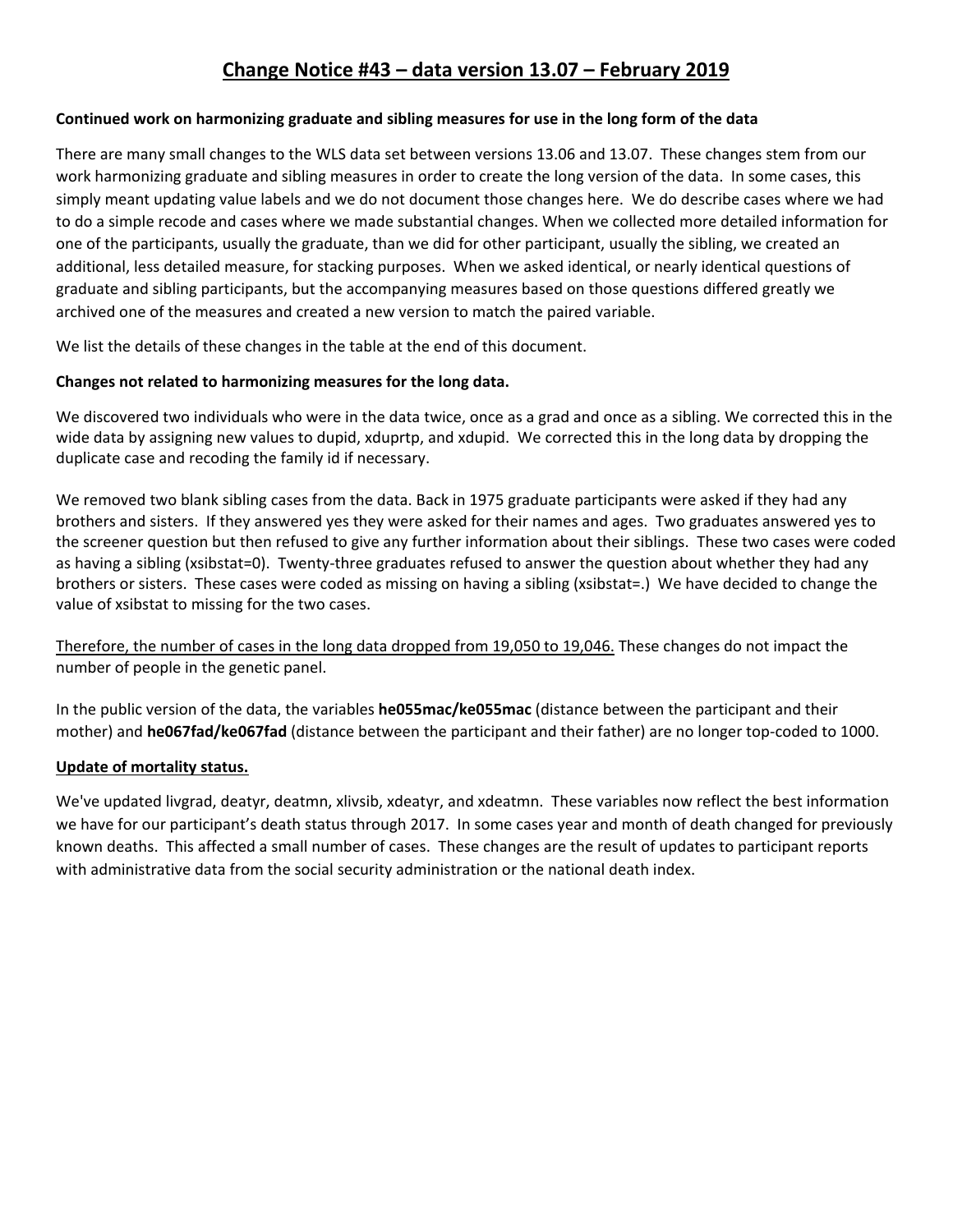# Change Notice #43 – data version 13.07 – February 2019

**Continued work on harmonizing graduate and sibling measures for use in the long form of the data**

There are many small changes to the WLS data set between versions 13.06 and 13.07. These changes stem from our work harmonizing graduate and sibling measures in order to create the long version of the data. In some cases, this simply meant updating value labels and we do not document those changes here. We do describe cases where we had to do a simple recode and cases where we made substantial changes. When we collected more detailed information for one of the participants, usually the graduate, than we did for other participant, usually the sibling, we created an additional, less detailed measure, for stacking purposes. When we asked identical, or nearly identical questions of graduate and sibling participants, but the accompanying measures based on those questions differed greatly we archived one of the measures and created a new version to match the paired variable.

We list the details of these changes in the table at the end of this document.

**Changes not related to harmonizing measures for the long data.**

We discovered two individuals who were in the data twice, once as a grad and once as a sibling. We corrected this in the wide data by assigning new values to dupid, xduprtp, and xdupid. We corrected this in the long data by dropping the duplicate case and recoding the family id if necessary.

We removed two blank sibling cases from the data. Back in 1975 graduate participants were asked if they had any brothers and sisters. If they answered yes they were asked for their names and ages. Two graduates answered yes to the screener question but then refused to give any further information about their siblings. These two cases were coded as having a sibling (xsibstat=0). Twenty-three graduates refused to answer the question about whether they had any brothers or sisters. These cases were coded as missing on having a sibling (xsibstat=.) We have decided to change the value of xsibstat to missing for the two cases.

<u>Therefore, the number of cases in the long data dropped from 19,050 to 19,046.</u> These changes do not impact the number of people in the genetic panel.

In the public version of the data, the variables **he055mac/ke055mac** (distance between the participant and their mother) and **he067fad/ke067fad** (distance between the participant and their father) are no longer top-coded to 1000.

**<u>Update of mortality status.</u>**

We've updated livgrad, deatyr, deatmn, xlivsib, xdeatyr, and xdeatmn. These variables now reflect the best information we have for our participant's death status through 2017. In some cases year and month of death changed for previously known deaths. This affected a small number of cases. These changes are the result of updates to participant reports with administrative data from the social security administration or the national death index.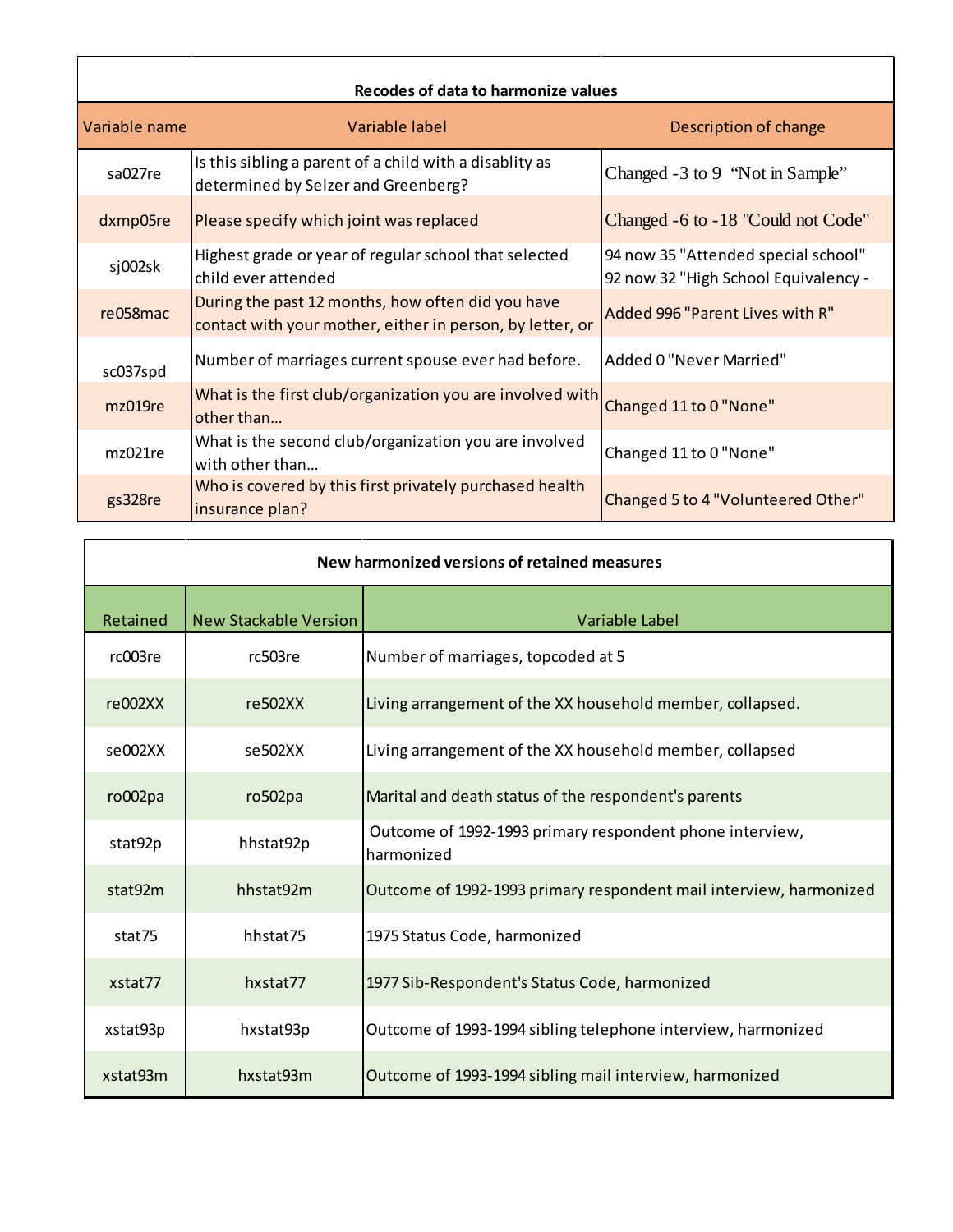**Recodes of data to harmonize values**

| Variable name | Variable label | Description of change |
|---|---|---|
| sa027re | Is this sibling a parent of a child with a disablity as determined by Selzer and Greenberg? | Changed -3 to 9 "Not in Sample" |
| dxmp05re | Please specify which joint was replaced | Changed -6 to -18 "Could not Code" |
| sj002sk | Highest grade or year of regular school that selected child ever attended | 94 now 35 "Attended special school" 92 now 32 "High School Equivalency - |
| re058mac | During the past 12 months, how often did you have contact with your mother, either in person, by letter, or | Added 996 "Parent Lives with R" |
| sc037spd | Number of marriages current spouse ever had before. | Added 0 "Never Married" |
| mz019re | What is the first club/organization you are involved with other than… | Changed 11 to 0 "None" |
| mz021re | What is the second club/organization you are involved with other than… | Changed 11 to 0 "None" |
| gs328re | Who is covered by this first privately purchased health insurance plan? | Changed 5 to 4 "Volunteered Other" |

**New harmonized versions of retained measures**

| Retained | New Stackable Version | Variable Label |
|---|---|---|
| rc003re | rc503re | Number of marriages, topcoded at 5 |
| re002XX | re502XX | Living arrangement of the XX household member, collapsed. |
| se002XX | se502XX | Living arrangement of the XX household member, collapsed |
| ro002pa | ro502pa | Marital and death status of the respondent's parents |
| stat92p | hhstat92p | Outcome of 1992-1993 primary respondent phone interview, harmonized |
| stat92m | hhstat92m | Outcome of 1992-1993 primary respondent mail interview, harmonized |
| stat75 | hhstat75 | 1975 Status Code, harmonized |
| xstat77 | hxstat77 | 1977 Sib-Respondent's Status Code, harmonized |
| xstat93p | hxstat93p | Outcome of 1993-1994 sibling telephone interview, harmonized |
| xstat93m | hxstat93m | Outcome of 1993-1994 sibling mail interview, harmonized |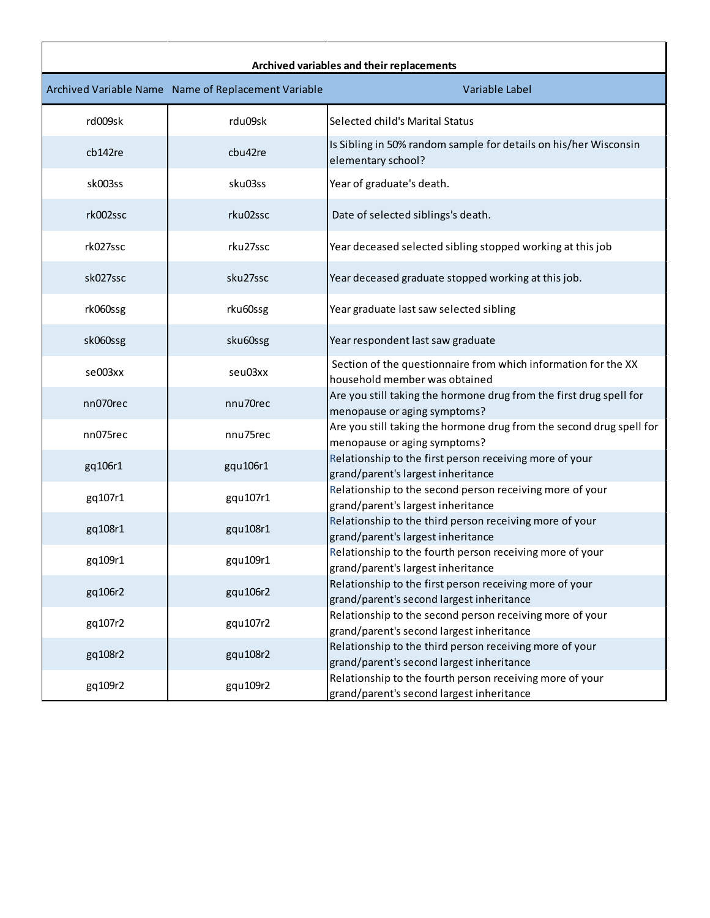| Archived variables and their replacements | | |
|---|---|---|
| Archived Variable Name | Name of Replacement Variable | Variable Label |
| rd009sk | rdu09sk | Selected child's Marital Status |
| cb142re | cbu42re | Is Sibling in 50% random sample for details on his/her Wisconsin elementary school? |
| sk003ss | sku03ss | Year of graduate's death. |
| rk002ssc | rku02ssc | Date of selected siblings's death. |
| rk027ssc | rku27ssc | Year deceased selected sibling stopped working at this job |
| sk027ssc | sku27ssc | Year deceased graduate stopped working at this job. |
| rk060ssg | rku60ssg | Year graduate last saw selected sibling |
| sk060ssg | sku60ssg | Year respondent last saw graduate |
| se003xx | seu03xx | Section of the questionnaire from which information for the XX household member was obtained |
| nn070rec | nnu70rec | Are you still taking the hormone drug from the first drug spell for menopause or aging symptoms? |
| nn075rec | nnu75rec | Are you still taking the hormone drug from the second drug spell for menopause or aging symptoms? |
| gq106r1 | gqu106r1 | Relationship to the first person receiving more of your grand/parent's largest inheritance |
| gq107r1 | gqu107r1 | Relationship to the second person receiving more of your grand/parent's largest inheritance |
| gq108r1 | gqu108r1 | Relationship to the third person receiving more of your grand/parent's largest inheritance |
| gq109r1 | gqu109r1 | Relationship to the fourth person receiving more of your grand/parent's largest inheritance |
| gq106r2 | gqu106r2 | Relationship to the first person receiving more of your grand/parent's second largest inheritance |
| gq107r2 | gqu107r2 | Relationship to the second person receiving more of your grand/parent's second largest inheritance |
| gq108r2 | gqu108r2 | Relationship to the third person receiving more of your grand/parent's second largest inheritance |
| gq109r2 | gqu109r2 | Relationship to the fourth person receiving more of your grand/parent's second largest inheritance |